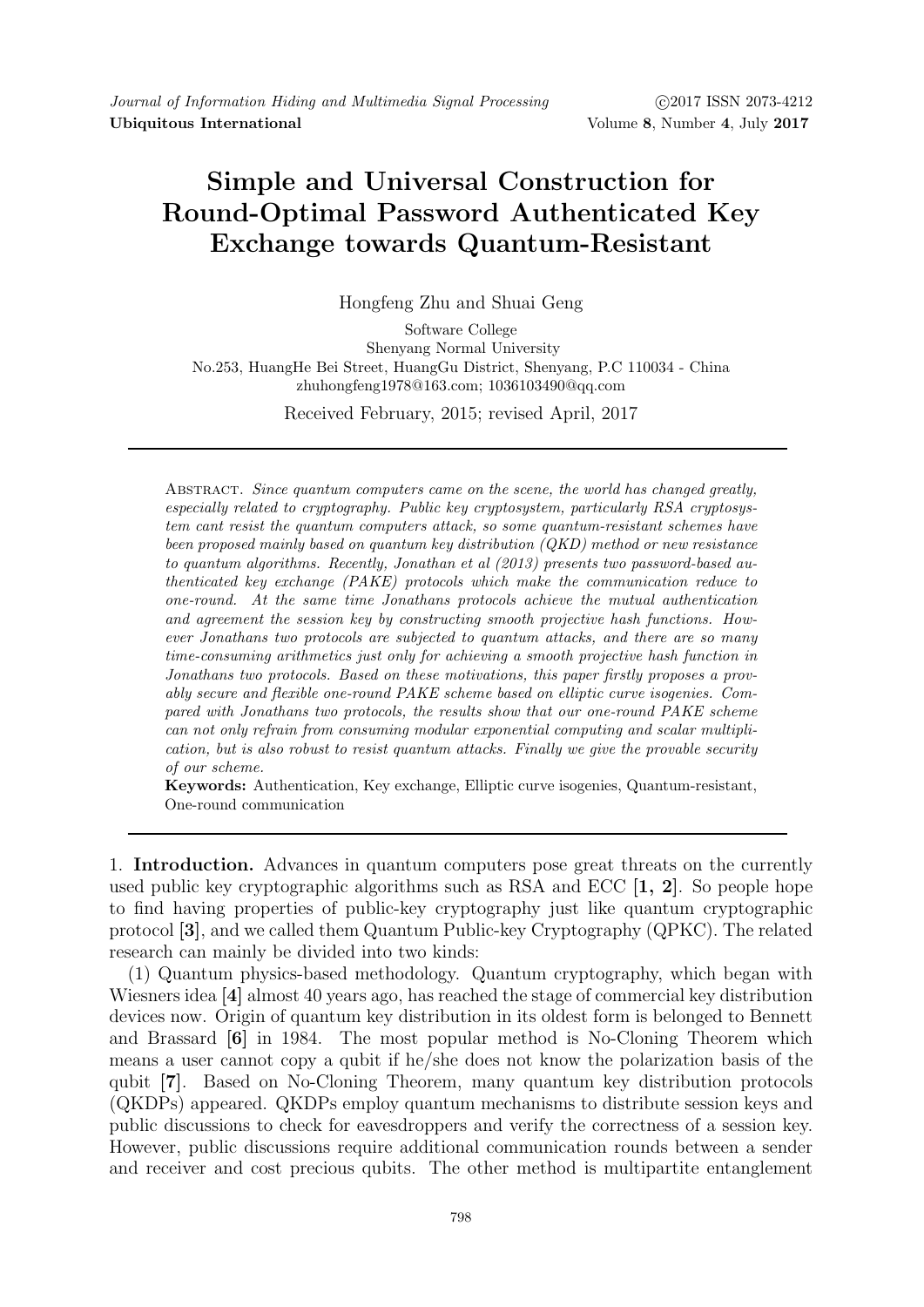# Simple and Universal Construction for Round-Optimal Password Authenticated Key Exchange towards Quantum-Resistant

Hongfeng Zhu and Shuai Geng

Software College
Shenyang Normal University
No.253, HuangHe Bei Street, HuangGu District, Shenyang, P.C 110034 - China
zhuhongfeng1978@163.com; 1036103490@qq.com

Received February, 2015; revised April, 2017

Abstract. *Since quantum computers came on the scene, the world has changed greatly, especially related to cryptography. Public key cryptosystem, particularly RSA cryptosystem cant resist the quantum computers attack, so some quantum-resistant schemes have been proposed mainly based on quantum key distribution (QKD) method or new resistance to quantum algorithms. Recently, Jonathan et al (2013) presents two password-based authenticated key exchange (PAKE) protocols which make the communication reduce to one-round. At the same time Jonathans protocols achieve the mutual authentication and agreement the session key by constructing smooth projective hash functions. However Jonathans two protocols are subjected to quantum attacks, and there are so many time-consuming arithmetics just only for achieving a smooth projective hash function in Jonathans two protocols. Based on these motivations, this paper firstly proposes a provably secure and flexible one-round PAKE scheme based on elliptic curve isogenies. Compared with Jonathans two protocols, the results show that our one-round PAKE scheme can not only refrain from consuming modular exponential computing and scalar multiplication, but is also robust to resist quantum attacks. Finally we give the provable security of our scheme.*

**Keywords:** Authentication, Key exchange, Elliptic curve isogenies, Quantum-resistant, One-round communication

## 1. Introduction.

Advances in quantum computers pose great threats on the currently used public key cryptographic algorithms such as RSA and ECC [**1, 2**]. So people hope to find having properties of public-key cryptography just like quantum cryptographic protocol [**3**], and we called them Quantum Public-key Cryptography (QPKC). The related research can mainly be divided into two kinds:

(1) Quantum physics-based methodology. Quantum cryptography, which began with Wiesners idea [**4**] almost 40 years ago, has reached the stage of commercial key distribution devices now. Origin of quantum key distribution in its oldest form is belonged to Bennett and Brassard [**6**] in 1984. The most popular method is No-Cloning Theorem which means a user cannot copy a qubit if he/she does not know the polarization basis of the qubit [**7**]. Based on No-Cloning Theorem, many quantum key distribution protocols (QKDPs) appeared. QKDPs employ quantum mechanisms to distribute session keys and public discussions to check for eavesdroppers and verify the correctness of a session key. However, public discussions require additional communication rounds between a sender and receiver and cost precious qubits. The other method is multipartite entanglement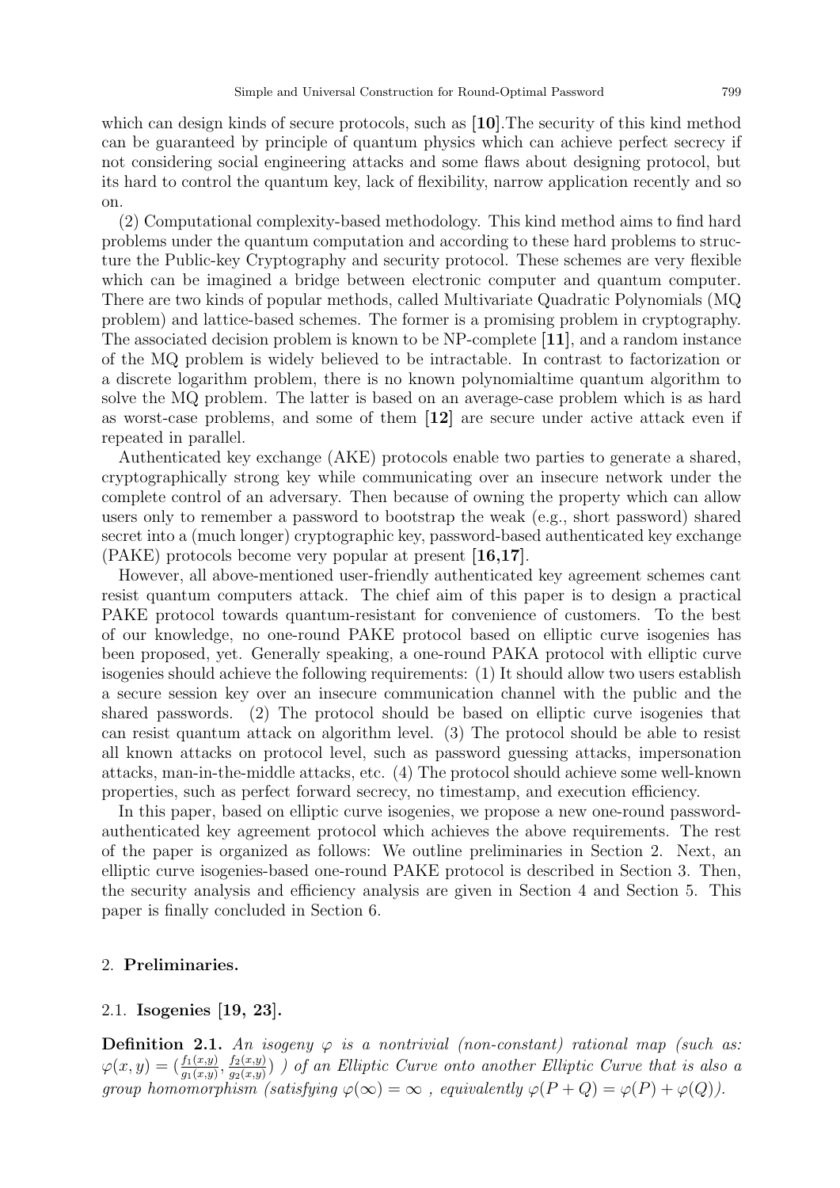which can design kinds of secure protocols, such as **[10]**.The security of this kind method can be guaranteed by principle of quantum physics which can achieve perfect secrecy if not considering social engineering attacks and some flaws about designing protocol, but its hard to control the quantum key, lack of flexibility, narrow application recently and so on.

(2) Computational complexity-based methodology. This kind method aims to find hard problems under the quantum computation and according to these hard problems to structure the Public-key Cryptography and security protocol. These schemes are very flexible which can be imagined a bridge between electronic computer and quantum computer. There are two kinds of popular methods, called Multivariate Quadratic Polynomials (MQ problem) and lattice-based schemes. The former is a promising problem in cryptography. The associated decision problem is known to be NP-complete **[11]**, and a random instance of the MQ problem is widely believed to be intractable. In contrast to factorization or a discrete logarithm problem, there is no known polynomialtime quantum algorithm to solve the MQ problem. The latter is based on an average-case problem which is as hard as worst-case problems, and some of them **[12]** are secure under active attack even if repeated in parallel.

Authenticated key exchange (AKE) protocols enable two parties to generate a shared, cryptographically strong key while communicating over an insecure network under the complete control of an adversary. Then because of owning the property which can allow users only to remember a password to bootstrap the weak (e.g., short password) shared secret into a (much longer) cryptographic key, password-based authenticated key exchange (PAKE) protocols become very popular at present **[16,17]**.

However, all above-mentioned user-friendly authenticated key agreement schemes cant resist quantum computers attack. The chief aim of this paper is to design a practical PAKE protocol towards quantum-resistant for convenience of customers. To the best of our knowledge, no one-round PAKE protocol based on elliptic curve isogenies has been proposed, yet. Generally speaking, a one-round PAKA protocol with elliptic curve isogenies should achieve the following requirements: (1) It should allow two users establish a secure session key over an insecure communication channel with the public and the shared passwords. (2) The protocol should be based on elliptic curve isogenies that can resist quantum attack on algorithm level. (3) The protocol should be able to resist all known attacks on protocol level, such as password guessing attacks, impersonation attacks, man-in-the-middle attacks, etc. (4) The protocol should achieve some well-known properties, such as perfect forward secrecy, no timestamp, and execution efficiency.

In this paper, based on elliptic curve isogenies, we propose a new one-round password-authenticated key agreement protocol which achieves the above requirements. The rest of the paper is organized as follows: We outline preliminaries in Section 2. Next, an elliptic curve isogenies-based one-round PAKE protocol is described in Section 3. Then, the security analysis and efficiency analysis are given in Section 4 and Section 5. This paper is finally concluded in Section 6.

## 2. Preliminaries.

### 2.1. Isogenies [19, 23].

**Definition 2.1.** *An isogeny $\varphi$ is a nontrivial (non-constant) rational map (such as: $\varphi(x,y) = (\frac{f_1(x,y)}{g_1(x,y)}, \frac{f_2(x,y)}{g_2(x,y)})$ ) of an Elliptic Curve onto another Elliptic Curve that is also a group homomorphism (satisfying $\varphi(\infty) = \infty$ , equivalently $\varphi(P+Q) = \varphi(P) + \varphi(Q)$).*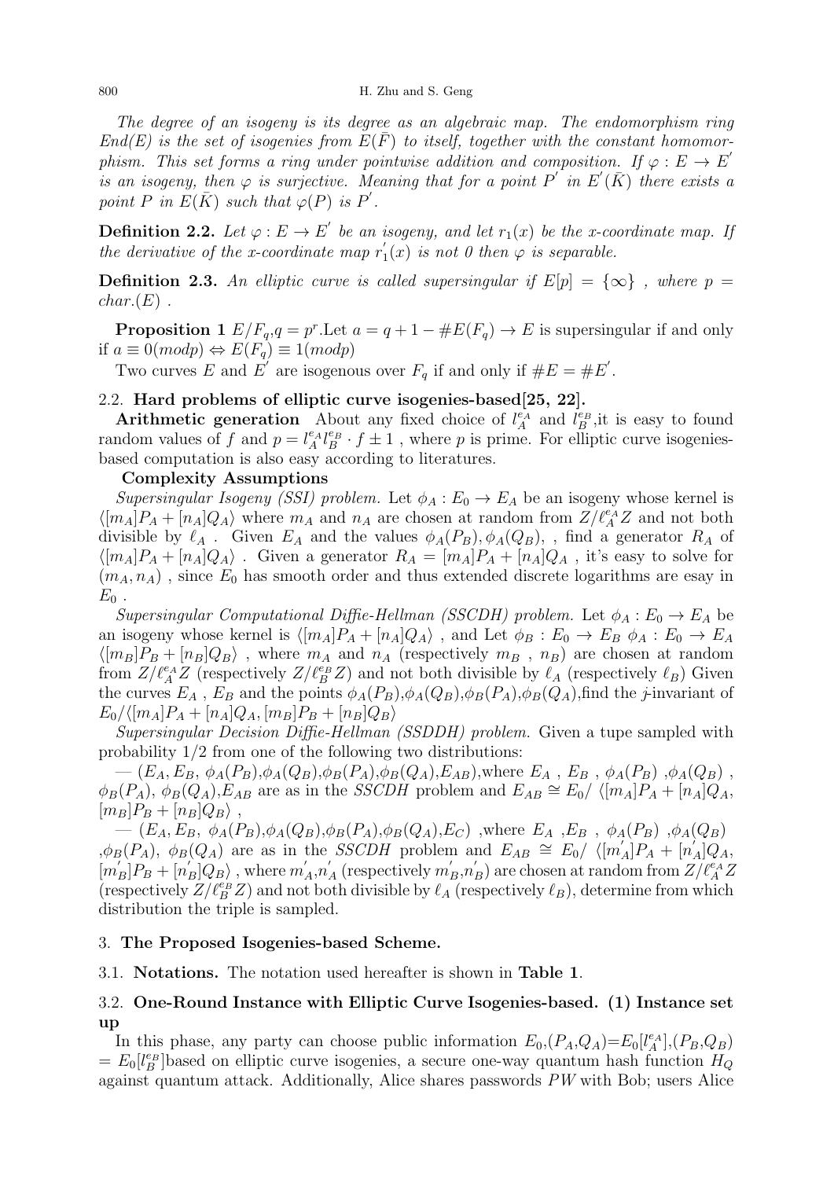*The degree of an isogeny is its degree as an algebraic map. The endomorphism ring $End(E)$ is the set of isogenies from $E(\bar{F})$ to itself, together with the constant homomorphism. This set forms a ring under pointwise addition and composition. If $\varphi : E \to E'$ is an isogeny, then $\varphi$ is surjective. Meaning that for a point $P'$ in $E'(\bar{K})$ there exists a point $P$ in $E(\bar{K})$ such that $\varphi(P)$ is $P'$.*

**Definition 2.2.** *Let $\varphi : E \to E'$ be an isogeny, and let $r_1(x)$ be the x-coordinate map. If the derivative of the x-coordinate map $r_1'(x)$ is not 0 then $\varphi$ is separable.*

**Definition 2.3.** *An elliptic curve is called supersingular if $E[p] = \{\infty\}$ , where $p = char.(E)$ .*

**Proposition 1** $E/F_q$,$q = p^r$.Let $a = q + 1 - \#E(F_q) \to E$ is supersingular if and only if $a \equiv 0(mod p) \Leftrightarrow E(F_q) \equiv 1(mod p)$

Two curves $E$ and $E'$ are isogenous over $F_q$ if and only if $\#E = \#E'$.

## 2.2. Hard problems of elliptic curve isogenies-based[25, 22].

**Arithmetic generation** About any fixed choice of $l_A^{e_A}$ and $l_B^{e_B}$,it is easy to found random values of $f$ and $p = l_A^{e_A} l_B^{e_B} \cdot f \pm 1$ , where $p$ is prime. For elliptic curve isogenies-based computation is also easy according to literatures.

**Complexity Assumptions**

*Supersingular Isogeny (SSI) problem.* Let $\phi_A : E_0 \to E_A$ be an isogeny whose kernel is $\langle [m_A]P_A + [n_A]Q_A \rangle$ where $m_A$ and $n_A$ are chosen at random from $Z/\ell_A^{e_A}Z$ and not both divisible by $\ell_A$ . Given $E_A$ and the values $\phi_A(P_B), \phi_A(Q_B)$, , find a generator $R_A$ of $\langle [m_A]P_A + [n_A]Q_A \rangle$ . Given a generator $R_A = [m_A]P_A + [n_A]Q_A$ , it's easy to solve for $(m_A, n_A)$ , since $E_0$ has smooth order and thus extended discrete logarithms are esay in $E_0$ .

*Supersingular Computational Diffie-Hellman (SSCDH) problem.* Let $\phi_A : E_0 \to E_A$ be an isogeny whose kernel is $\langle [m_A]P_A + [n_A]Q_A \rangle$ , and Let $\phi_B : E_0 \to E_B$ $\phi_A : E_0 \to E_A$ $\langle [m_B]P_B + [n_B]Q_B \rangle$ , where $m_A$ and $n_A$ (respectively $m_B$ , $n_B$) are chosen at random from $Z/\ell_A^{e_A}Z$ (respectively $Z/\ell_B^{e_B}Z$) and not both divisible by $\ell_A$ (respectively $\ell_B$) Given the curves $E_A$ , $E_B$ and the points $\phi_A(P_B)$,$\phi_A(Q_B)$,$\phi_B(P_A)$,$\phi_B(Q_A)$,find the $j$-invariant of $E_0/\langle [m_A]P_A + [n_A]Q_A, [m_B]P_B + [n_B]Q_B \rangle$

*Supersingular Decision Diffie-Hellman (SSDDH) problem.* Given a tupe sampled with probability 1/2 from one of the following two distributions:

— $(E_A, E_B, \phi_A(P_B), \phi_A(Q_B), \phi_B(P_A), \phi_B(Q_A), E_{AB})$,where $E_A$ , $E_B$ , $\phi_A(P_B)$ ,$\phi_A(Q_B)$ , $\phi_B(P_A)$, $\phi_B(Q_A)$,$E_{AB}$ are as in the *SSCDH* problem and $E_{AB} \cong E_0/ \langle [m_A]P_A + [n_A]Q_A, [m_B]P_B + [n_B]Q_B \rangle$ ,

— $(E_A, E_B, \phi_A(P_B), \phi_A(Q_B), \phi_B(P_A), \phi_B(Q_A), E_C)$ ,where $E_A$ ,$E_B$ , $\phi_A(P_B)$ ,$\phi_A(Q_B)$ ,$\phi_B(P_A)$, $\phi_B(Q_A)$ are as in the *SSCDH* problem and $E_{AB} \cong E_0/ \langle [m_A']P_A + [n_A']Q_A, [m_B']P_B + [n_B']Q_B \rangle$ , where $m_A'$,$n_A'$ (respectively $m_B'$,$n_B'$) are chosen at random from $Z/\ell_A^{e_A}Z$ (respectively $Z/\ell_B^{e_B}Z$) and not both divisible by $\ell_A$ (respectively $\ell_B$), determine from which distribution the triple is sampled.

# 3. The Proposed Isogenies-based Scheme.

## 3.1. Notations.

The notation used hereafter is shown in **Table 1**.

## 3.2. One-Round Instance with Elliptic Curve Isogenies-based. (1) Instance set up

In this phase, any party can choose public information $E_0$,$(P_A,Q_A)$=$E_0[l_A^{e_A}]$,$(P_B,Q_B)$ $= E_0[l_B^{e_B}]$based on elliptic curve isogenies, a secure one-way quantum hash function $H_Q$ against quantum attack. Additionally, Alice shares passwords $PW$ with Bob; users Alice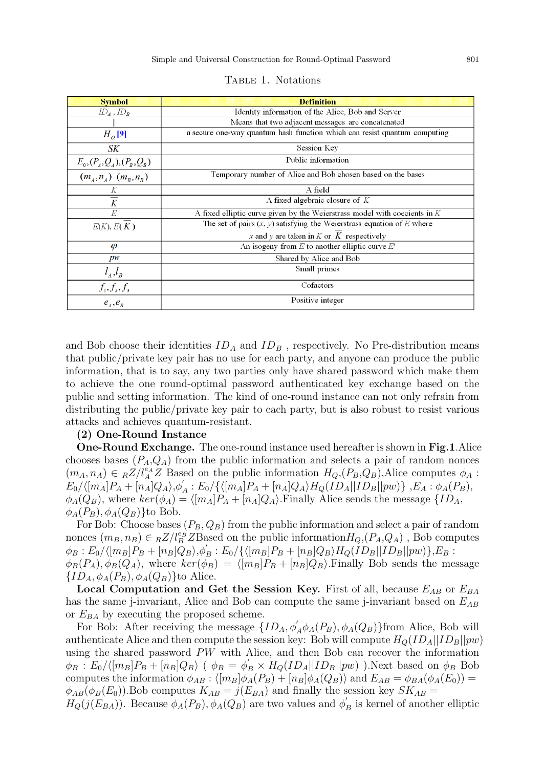TABLE 1. Notations

| Symbol | Definition |
|---|---|
| $ID_A$ , $ID_B$ | Identity information of the Alice, Bob and Server |
| $\|\|$ | Means that two adjacent messages are concatenated |
| $H_Q$ [9] | a secure one-way quantum hash function which can resist quantum computing |
| $SK$ | Session Key |
| $E_0,(P_A,Q_A),(P_B,Q_B)$ | Public information |
| $(m_A,n_A)$ $(m_B,n_B)$ | Temporary number of Alice and Bob chosen based on the bases |
| $K$ | A field |
| $\overline{K}$ | A fixed algebraic closure of $K$ |
| $E$ | A fixed elliptic curve given by the Weierstrass model with coecients in $K$ |
| $E(K)$, $E(\overline{K})$ | The set of pairs $(x, y)$ satisfying the Weierstrass equation of $E$ where $x$ and $y$ are taken in $K$ or $\overline{K}$ respectively |
| $\varphi$ | An isogeny from $E$ to another elliptic curve $E'$ |
| $pw$ | Shared by Alice and Bob |
| $l_A$,$l_B$ | Small primes |
| $f_1, f_2, f_3$ | Cofactors |
| $e_A$,$e_B$ | Positive integer |

and Bob choose their identities $ID_A$ and $ID_B$ , respectively. No Pre-distribution means that public/private key pair has no use for each party, and anyone can produce the public information, that is to say, any two parties only have shared password which make them to achieve the one round-optimal password authenticated key exchange based on the public and setting information. The kind of one-round instance can not only refrain from distributing the public/private key pair to each party, but is also robust to resist various attacks and achieves quantum-resistant.

**(2) One-Round Instance**

**One-Round Exchange.** The one-round instance used hereafter is shown in **Fig.1**.Alice chooses bases ($P_A$,$Q_A$) from the public information and selects a pair of random nonces $(m_A, n_A) \in {}_R Z/l_A^{e_A} Z$ Based on the public information $H_Q$,($P_B$,$Q_B$),Alice computes $\phi_A : E_0/\langle[m_A]P_A + [n_A]Q_A\rangle$,$\phi_A^{'} : E_0/\{\langle[m_A]P_A + [n_A]Q_A\rangle H_Q(ID_A||ID_B||pw)\}$ ,$E_A : \phi_A(P_B)$, $\phi_A(Q_B)$, where $ker(\phi_A) = \langle[m_A]P_A + [n_A]Q_A\rangle$.Finally Alice sends the message $\{ID_A$, $\phi_A(P_B), \phi_A(Q_B)\}$to Bob.

For Bob: Choose bases $(P_B, Q_B)$ from the public information and select a pair of random nonces $(m_B, n_B) \in {}_R Z/l_B^{e_B} Z$Based on the public information$H_Q$,($P_A$,$Q_A$) , Bob computes $\phi_B : E_0/\langle[m_B]P_B + [n_B]Q_B\rangle$,$\phi_B^{'} : E_0/\{\langle[m_B]P_B + [n_B]Q_B\rangle H_Q(ID_B||ID_B||pw)\}$,$E_B : \phi_B(P_A), \phi_B(Q_A)$, where $ker(\phi_B) = \langle[m_B]P_B + [n_B]Q_B\rangle$.Finally Bob sends the message $\{ID_A, \phi_A(P_B), \phi_A(Q_B)\}$to Alice.

**Local Computation and Get the Session Key.** First of all, because $E_{AB}$ or $E_{BA}$ has the same j-invariant, Alice and Bob can compute the same j-invariant based on $E_{AB}$ or $E_{BA}$ by executing the proposed scheme.

For Bob: After receiving the message $\{ID_A, \phi_A^{'}\phi_A(P_B), \phi_A(Q_B)\}$from Alice, Bob will authenticate Alice and then compute the session key: Bob will compute $H_Q(ID_A||ID_B||pw)$ using the shared password $PW$ with Alice, and then Bob can recover the information $\phi_B : E_0/\langle[m_B]P_B + [n_B]Q_B\rangle$ ( $\phi_B = \phi_B^{'} \times H_Q(ID_A||ID_B||pw)$ ).Next based on $\phi_B$ Bob computes the information $\phi_{AB} : \langle[m_B]\phi_A(P_B) + [n_B]\phi_A(Q_B)\rangle$ and $E_{AB} = \phi_{BA}(\phi_A(E_0)) = \phi_{AB}(\phi_B(E_0))$.Bob computes $K_{AB} = j(E_{BA})$ and finally the session key $SK_{AB} = H_Q(j(E_{BA}))$. Because $\phi_A(P_B), \phi_A(Q_B)$ are two values and $\phi_B^{'}$ is kernel of another elliptic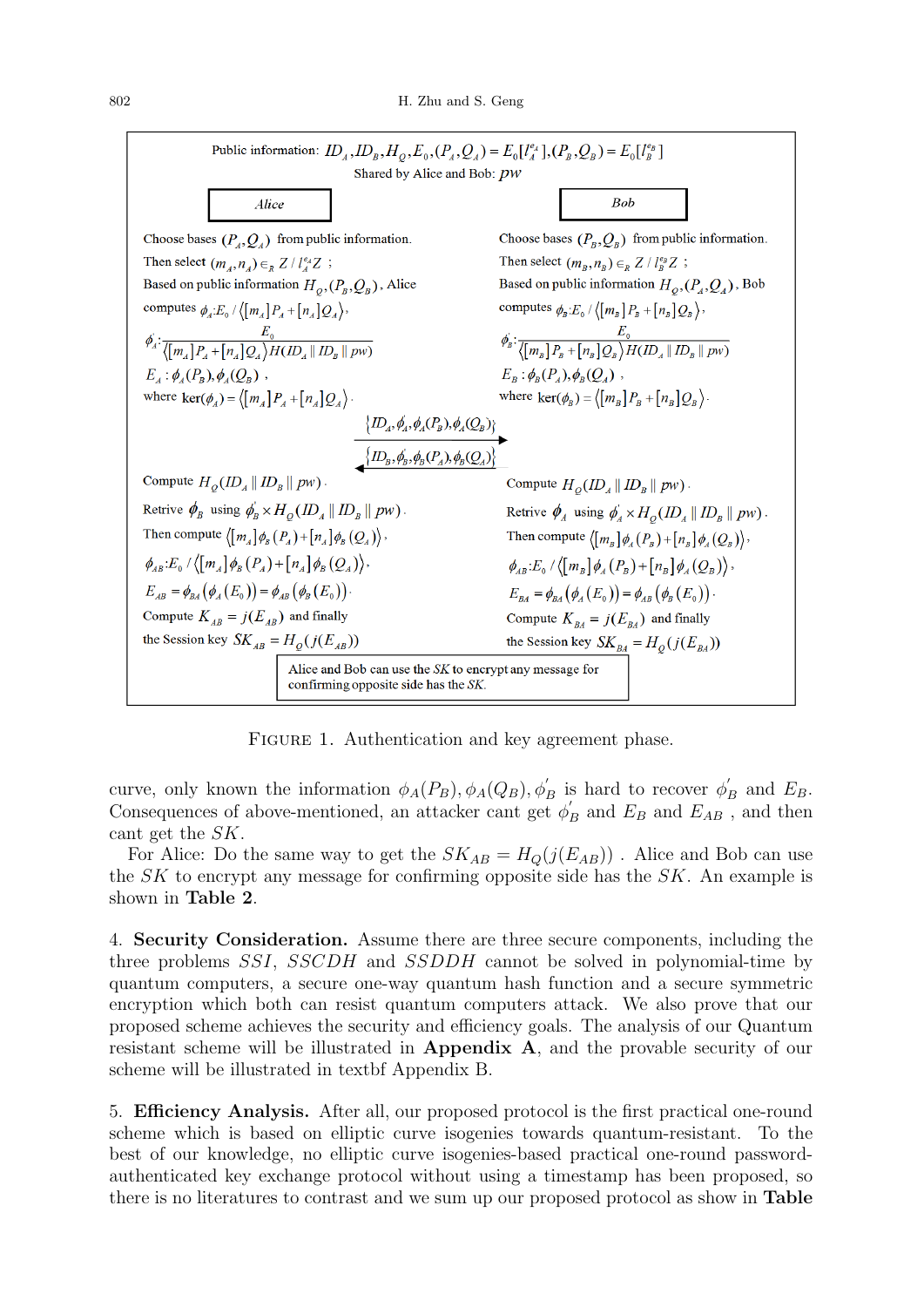Public information: $ID_A, ID_B, H_Q, E_0, (P_A, Q_A) = E_0[l_A^{e_A}], (P_B, Q_B) = E_0[l_B^{e_B}]$

Shared by Alice and Bob: $pw$

| Alice | | Bob |
|---|---|---|
| Choose bases $(P_A, Q_A)$ from public information. | | Choose bases $(P_B, Q_B)$ from public information. |
| Then select $(m_A, n_A) \in_R Z / l_A^{e_A} Z$ ; | | Then select $(m_B, n_B) \in_R Z / l_B^{e_B} Z$ ; |
| Based on public information $H_Q, (P_B, Q_B)$, Alice computes $\phi_A : E_0 / \langle [m_A]P_A + [n_A]Q_A \rangle$, | | Based on public information $H_Q, (P_A, Q_A)$, Bob computes $\phi_B : E_0 / \langle [m_B]P_B + [n_B]Q_B \rangle$, |
| $\phi_A' : \dfrac{E_0}{\langle [m_A]P_A + [n_A]Q_A \rangle H(ID_A \Vert ID_B \Vert pw)}$ | | $\phi_B' : \dfrac{E_0}{\langle [m_B]P_B + [n_B]Q_B \rangle H(ID_A \Vert ID_B \Vert pw)}$ |
| $E_A : \phi_A(P_B), \phi_A(Q_B)$ , | | $E_B : \phi_B(P_A), \phi_B(Q_A)$ , |
| where $\ker(\phi_A) = \langle [m_A]P_A + [n_A]Q_A \rangle$. | | where $\ker(\phi_B) = \langle [m_B]P_B + [n_B]Q_B \rangle$. |
| | $\{ID_A, \phi_A', \phi_A(P_B), \phi_A(Q_B)\}$ $\longrightarrow$ | |
| | $\longleftarrow$ $\{ID_B, \phi_B', \phi_B(P_A), \phi_B(Q_A)\}$ | |
| Compute $H_Q(ID_A \Vert ID_B \Vert pw)$. | | Compute $H_Q(ID_A \Vert ID_B \Vert pw)$. |
| Retrive $\phi_B$ using $\phi_B' \times H_Q(ID_A \Vert ID_B \Vert pw)$. | | Retrive $\phi_A$ using $\phi_A' \times H_Q(ID_A \Vert ID_B \Vert pw)$. |
| Then compute $\langle [m_A]\phi_B(P_A) + [n_A]\phi_B(Q_A) \rangle$, | | Then compute $\langle [m_B]\phi_A(P_B) + [n_B]\phi_A(Q_B) \rangle$, |
| $\phi_{AB} : E_0 / \langle [m_A]\phi_B(P_A) + [n_A]\phi_B(Q_A) \rangle$, | | $\phi_{AB} : E_0 / \langle [m_B]\phi_A(P_B) + [n_B]\phi_A(Q_B) \rangle$, |
| $E_{AB} = \phi_{BA}(\phi_A(E_0)) = \phi_{AB}(\phi_B(E_0))$. | | $E_{BA} = \phi_{BA}(\phi_A(E_0)) = \phi_{AB}(\phi_B(E_0))$. |
| Compute $K_{AB} = j(E_{AB})$ and finally | | Compute $K_{BA} = j(E_{BA})$ and finally |
| the Session key $SK_{AB} = H_Q(j(E_{AB}))$ | | the Session key $SK_{BA} = H_Q(j(E_{BA}))$ |

Alice and Bob can use the $SK$ to encrypt any message for confirming opposite side has the $SK$.

FIGURE 1. Authentication and key agreement phase.

curve, only known the information $\phi_A(P_B), \phi_A(Q_B), \phi_B'$ is hard to recover $\phi_B'$ and $E_B$. Consequences of above-mentioned, an attacker cant get $\phi_B'$ and $E_B$ and $E_{AB}$ , and then cant get the $SK$.

For Alice: Do the same way to get the $SK_{AB} = H_Q(j(E_{AB}))$ . Alice and Bob can use the $SK$ to encrypt any message for confirming opposite side has the $SK$. An example is shown in **Table 2**.

4. **Security Consideration.** Assume there are three secure components, including the three problems $SSI$, $SSCDH$ and $SSDDH$ cannot be solved in polynomial-time by quantum computers, a secure one-way quantum hash function and a secure symmetric encryption which both can resist quantum computers attack. We also prove that our proposed scheme achieves the security and efficiency goals. The analysis of our Quantum resistant scheme will be illustrated in **Appendix A**, and the provable security of our scheme will be illustrated in textbf Appendix B.

5. **Efficiency Analysis.** After all, our proposed protocol is the first practical one-round scheme which is based on elliptic curve isogenies towards quantum-resistant. To the best of our knowledge, no elliptic curve isogenies-based practical one-round password-authenticated key exchange protocol without using a timestamp has been proposed, so there is no literatures to contrast and we sum up our proposed protocol as show in **Table**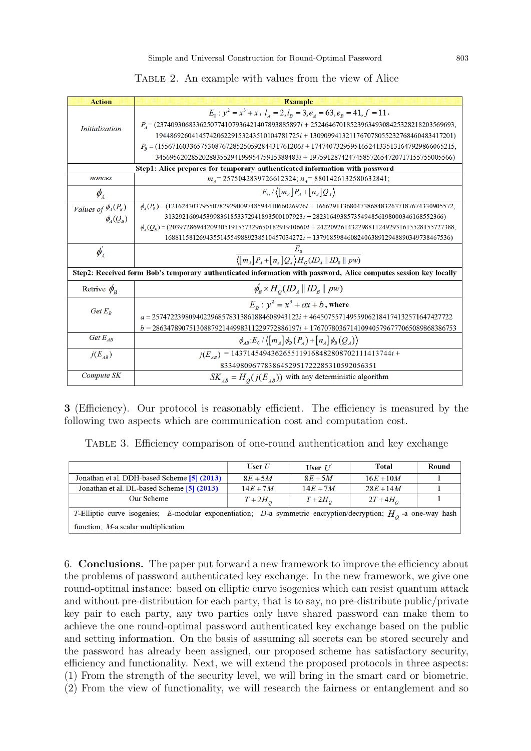TABLE 2. An example with values from the view of Alice

| Action | Example |
|---|---|
| *Initialization* | $E_0: y^2 = x^3 + x$, $l_A = 2, l_B = 3, e_A = 63, e_B = 41, f = 11$. $P_A = (2374093068336250774107936421407893885897i + 2524646701852396349308425328218203569693, 1944869260414574206229153243510104781725i + 1309099413211767078055232768460483417201)$ $P_B = (1556716033657530876728525059284431761206i + 1747407329595165241335131647929866065215, 3456956202852028835529419995475915388483i + 1975912874247458572654720717155755005566)$ |
| **Step1: Alice prepares for temporary authenticated information with password** | |
| *nonces* | $m_A = 2575042839726612324$; $n_A = 8801426132580632841$; |
| $\phi_A$ | $E_0 / \langle [m_A]P_A + [n_A]Q_A \rangle$ |
| *Values of* $\phi_A(P_B)$ $\phi_A(Q_B)$ | $\phi_A(P_B) = (1216243037955078292900974859441066026976i + 1666291136804738684832637187674330905572, 3132921609453998361853372941893500107923i + 2823164938573549485619800034616855 2366)$ $\phi_A(Q_B) = (2039728694420930519155732965018291910660i + 2422092614322988112492931615528155727388, 1688115812694355145549889238510457034272i + 1379185984608240638912948890349738467536)$ |
| $\phi_A'$ | $\dfrac{E_0}{\langle [m_A]P_A + [n_A]Q_A \rangle H_Q(ID_A \parallel ID_B \parallel pw)}$ |
| **Step2: Received form Bob's temporary authenticated information with password, Alice computes session key locally** | |
| Retrive $\phi_B$ | $\phi_B' \times H_Q(ID_A \parallel ID_B \parallel pw)$ |
| *Get* $E_B$ | $E_B: y^2 = x^3 + ax + b$, where $a = 2574722398094022968578313861884608943122i + 4645075571495590621841741325716474 27722$ $b = 2863478907513088792144998311229772886197i + 1767078036714109405796777065089868386753$ |
| *Get* $E_{AB}$ | $\phi_{AB}: E_0 / \langle [m_A]\phi_B(P_A) + [n_A]\phi_B(Q_A) \rangle$ |
| $j(E_{AB})$ | $j(E_{AB}) = 1437145494362655119168482808702111413744i + 833498096778386452951722285310592056351$ |
| *Compute SK* | $SK_{AB} = H_Q(j(E_{AB}))$ with any deterministic algorithm |

**3** (Efficiency). Our protocol is reasonably efficient. The efficiency is measured by the following two aspects which are communication cost and computation cost.

TABLE 3. Efficiency comparison of one-round authentication and key exchange

| | User $U$ | User $U'$ | Total | Round |
|---|---|---|---|---|
| Jonathan et al. DDH-based Scheme [5] (2013) | $8E + 5M$ | $8E + 5M$ | $16E + 10M$ | 1 |
| Jonathan et al. DL-based Scheme [5] (2013) | $14E + 7M$ | $14E + 7M$ | $28E + 14M$ | 1 |
| Our Scheme | $T + 2H_Q$ | $T + 2H_Q$ | $2T + 4H_Q$ | 1 |

*T*-Elliptic curve isogenies; *E*-modular exponentiation; *D*-a symmetric encryption/decryption; $H_Q$ -a one-way hash function; *M*-a scalar multiplication

6. **Conclusions.** The paper put forward a new framework to improve the efficiency about the problems of password authenticated key exchange. In the new framework, we give one round-optimal instance: based on elliptic curve isogenies which can resist quantum attack and without pre-distribution for each party, that is to say, no pre-distribute public/private key pair to each party, any two parties only have shared password can make them to achieve the one round-optimal password authenticated key exchange based on the public and setting information. On the basis of assuming all secrets can be stored securely and the password has already been assigned, our proposed scheme has satisfactory security, efficiency and functionality. Next, we will extend the proposed protocols in three aspects: (1) From the strength of the security level, we will bring in the smart card or biometric. (2) From the view of functionality, we will research the fairness or entanglement and so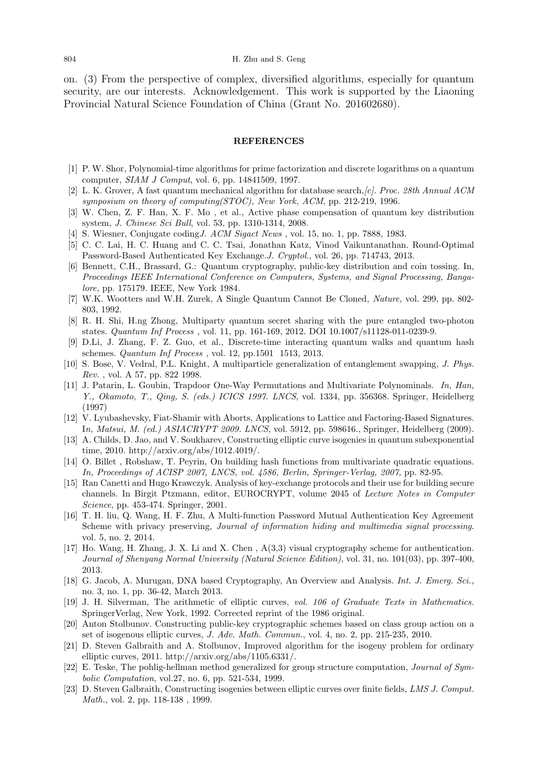on. (3) From the perspective of complex, diversified algorithms, especially for quantum security, are our interests. Acknowledgement. This work is supported by the Liaoning Provincial Natural Science Foundation of China (Grant No. 201602680).

## REFERENCES

[1] P. W. Shor, Polynomial-time algorithms for prime factorization and discrete logarithms on a quantum computer, *SIAM J Comput*, vol. 6, pp. 14841509, 1997.

[2] L. K. Grover, A fast quantum mechanical algorithm for database search,*[c]. Proc. 28th Annual ACM symposium on theory of computing(STOC), New York, ACM*, pp. 212-219, 1996.

[3] W. Chen, Z. F. Han, X. F. Mo , et al., Active phase compensation of quantum key distribution system, *J. Chinese Sci Bull*, vol. 53, pp. 1310-1314, 2008.

[4] S. Wiesner, Conjugate coding*J. ACM Sigact News* , vol. 15, no. 1, pp. 7888, 1983.

[5] C. C. Lai, H. C. Huang and C. C. Tsai, Jonathan Katz, Vinod Vaikuntanathan. Round-Optimal Password-Based Authenticated Key Exchange.*J. Cryptol.*, vol. 26, pp. 714743, 2013.

[6] Bennett, C.H., Brassard, G.: Quantum cryptography, public-key distribution and coin tossing. In, *Proceedings IEEE International Conference on Computers, Systems, and Signal Processing, Bangalore,* pp. 175179. IEEE, New York 1984.

[7] W.K. Wootters and W.H. Zurek, A Single Quantum Cannot Be Cloned, *Nature,* vol. 299, pp. 802-803, 1992.

[8] R. H. Shi, H.ng Zhong, Multiparty quantum secret sharing with the pure entangled two-photon states. *Quantum Inf Process* , vol. 11, pp. 161-169, 2012. DOI 10.1007/s11128-011-0239-9.

[9] D.Li, J. Zhang, F. Z. Guo, et al., Discrete-time interacting quantum walks and quantum hash schemes. *Quantum Inf Process* , vol. 12, pp.1501 1513, 2013.

[10] S. Bose, V. Vedral, P.L. Knight, A multiparticle generalization of entanglement swapping, *J. Phys. Rev.* , vol. A 57, pp. 822 1998.

[11] J. Patarin, L. Goubin, Trapdoor One-Way Permutations and Multivariate Polynominals. *In, Han, Y., Okamoto, T., Qing, S. (eds.) ICICS 1997. LNCS*, vol. 1334, pp. 356368. Springer, Heidelberg (1997)

[12] V. Lyubashevsky, Fiat-Shamir with Aborts, Applications to Lattice and Factoring-Based Signatures. I*n, Matsui, M. (ed.) ASIACRYPT 2009. LNCS*, vol. 5912, pp. 598616., Springer, Heidelberg (2009).

[13] A. Childs, D. Jao, and V. Soukharev, Constructing elliptic curve isogenies in quantum subexponential time, 2010. http://arxiv.org/abs/1012.4019/.

[14] O. Billet , Robshaw, T. Peyrin, On building hash functions from multivariate quadratic equations. *In, Proceedings of ACISP 2007, LNCS, vol. 4586, Berlin, Springer-Verlag, 2007,* pp. 82-95.

[15] Ran Canetti and Hugo Krawczyk. Analysis of key-exchange protocols and their use for building secure channels. In Birgit Ptzmann, editor, EUROCRYPT, volume 2045 of *Lecture Notes in Computer Science*, pp. 453-474. Springer, 2001.

[16] T. H. liu, Q. Wang, H. F. Zhu, A Multi-function Password Mutual Authentication Key Agreement Scheme with privacy preserving, *Journal of information hiding and multimedia signal processing*. vol. 5, no. 2, 2014.

[17] Ho. Wang, H. Zhang, J. X. Li and X. Chen , A(3,3) visual cryptography scheme for authentication. *Journal of Shenyang Normal University (Natural Science Edition)*, vol. 31, no. 101(03), pp. 397-400, 2013.

[18] G. Jacob, A. Murugan, DNA based Cryptography, An Overview and Analysis. *Int. J. Emerg. Sci.,* no. 3, no. 1, pp. 36-42, March 2013.

[19] J. H. Silverman, The arithmetic of elliptic curves, *vol. 106 of Graduate Texts in Mathematics.* SpringerVerlag, New York, 1992. Corrected reprint of the 1986 original.

[20] Anton Stolbunov. Constructing public-key cryptographic schemes based on class group action on a set of isogenous elliptic curves, *J. Adv. Math. Commun.*, vol. 4, no. 2, pp. 215-235, 2010.

[21] D. Steven Galbraith and A. Stolbunov, Improved algorithm for the isogeny problem for ordinary elliptic curves, 2011. http://arxiv.org/abs/1105.6331/.

[22] E. Teske, The pohlig-hellman method generalized for group structure computation, *Journal of Symbolic Computation*, vol.27, no. 6, pp. 521-534, 1999.

[23] D. Steven Galbraith, Constructing isogenies between elliptic curves over finite fields, *LMS J. Comput. Math.*, vol. 2, pp. 118-138 , 1999.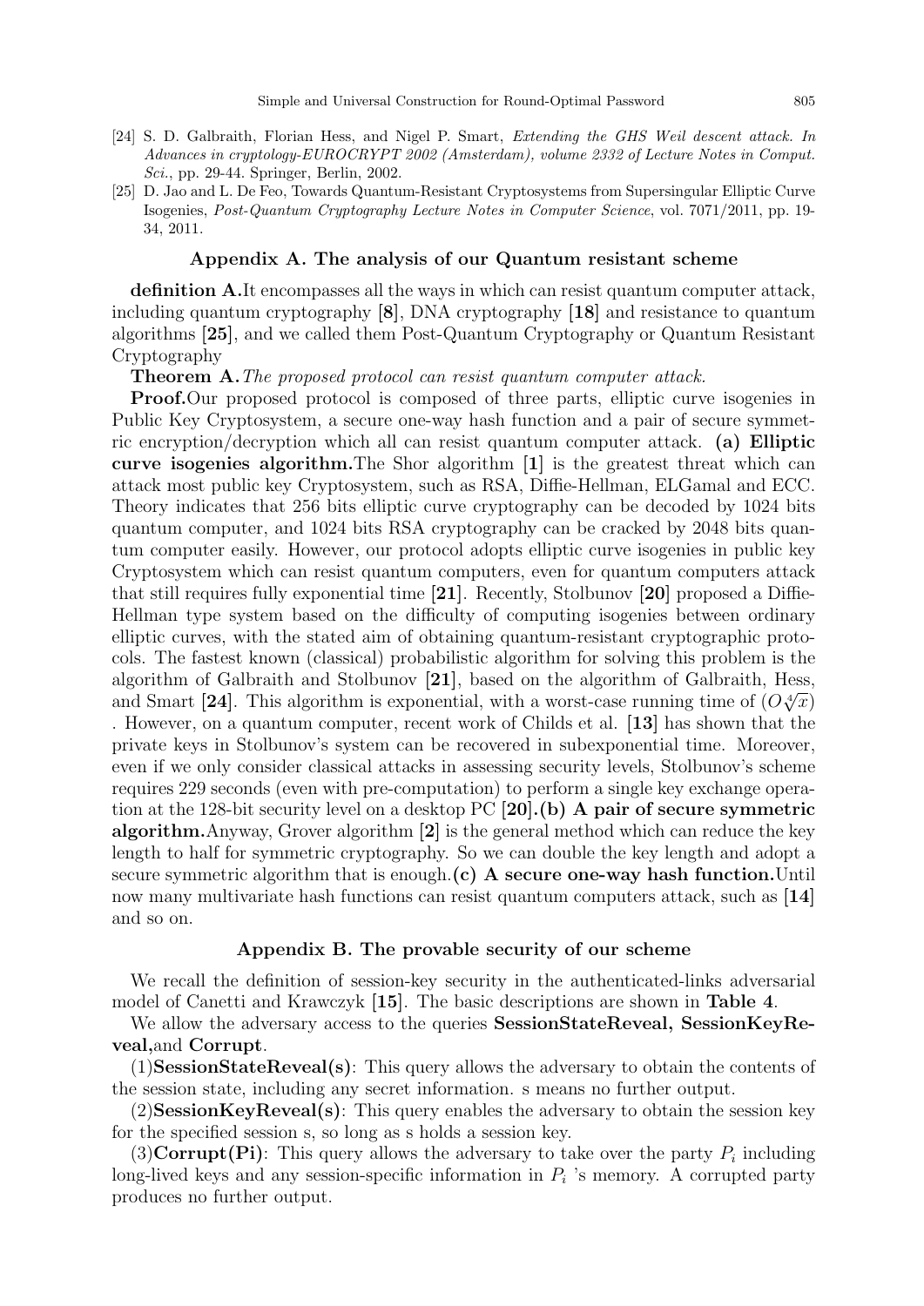[24] S. D. Galbraith, Florian Hess, and Nigel P. Smart, *Extending the GHS Weil descent attack. In Advances in cryptology-EUROCRYPT 2002 (Amsterdam), volume 2332 of Lecture Notes in Comput. Sci.*, pp. 29-44. Springer, Berlin, 2002.

[25] D. Jao and L. De Feo, Towards Quantum-Resistant Cryptosystems from Supersingular Elliptic Curve Isogenies, *Post-Quantum Cryptography Lecture Notes in Computer Science*, vol. 7071/2011, pp. 19-34, 2011.

## Appendix A. The analysis of our Quantum resistant scheme

**definition A.**It encompasses all the ways in which can resist quantum computer attack, including quantum cryptography **[8]**, DNA cryptography **[18]** and resistance to quantum algorithms **[25]**, and we called them Post-Quantum Cryptography or Quantum Resistant Cryptography

**Theorem A.** *The proposed protocol can resist quantum computer attack.*

**Proof.**Our proposed protocol is composed of three parts, elliptic curve isogenies in Public Key Cryptosystem, a secure one-way hash function and a pair of secure symmetric encryption/decryption which all can resist quantum computer attack. **(a) Elliptic curve isogenies algorithm.**The Shor algorithm **[1]** is the greatest threat which can attack most public key Cryptosystem, such as RSA, Diffie-Hellman, ELGamal and ECC. Theory indicates that 256 bits elliptic curve cryptography can be decoded by 1024 bits quantum computer, and 1024 bits RSA cryptography can be cracked by 2048 bits quantum computer easily. However, our protocol adopts elliptic curve isogenies in public key Cryptosystem which can resist quantum computers, even for quantum computers attack that still requires fully exponential time **[21]**. Recently, Stolbunov **[20]** proposed a Diffie-Hellman type system based on the difficulty of computing isogenies between ordinary elliptic curves, with the stated aim of obtaining quantum-resistant cryptographic protocols. The fastest known (classical) probabilistic algorithm for solving this problem is the algorithm of Galbraith and Stolbunov **[21]**, based on the algorithm of Galbraith, Hess, and Smart **[24]**. This algorithm is exponential, with a worst-case running time of $(O\sqrt[4]{x})$ . However, on a quantum computer, recent work of Childs et al. **[13]** has shown that the private keys in Stolbunov's system can be recovered in subexponential time. Moreover, even if we only consider classical attacks in assessing security levels, Stolbunov's scheme requires 229 seconds (even with pre-computation) to perform a single key exchange operation at the 128-bit security level on a desktop PC **[20]**.**(b) A pair of secure symmetric algorithm.**Anyway, Grover algorithm **[2]** is the general method which can reduce the key length to half for symmetric cryptography. So we can double the key length and adopt a secure symmetric algorithm that is enough.**(c) A secure one-way hash function.**Until now many multivariate hash functions can resist quantum computers attack, such as **[14]** and so on.

## Appendix B. The provable security of our scheme

We recall the definition of session-key security in the authenticated-links adversarial model of Canetti and Krawczyk **[15]**. The basic descriptions are shown in **Table 4**.

We allow the adversary access to the queries **SessionStateReveal, SessionKeyReveal,**and **Corrupt**.

(1)**SessionStateReveal(s)**: This query allows the adversary to obtain the contents of the session state, including any secret information. s means no further output.

(2)**SessionKeyReveal(s)**: This query enables the adversary to obtain the session key for the specified session s, so long as s holds a session key.

(3)**Corrupt(Pi)**: This query allows the adversary to take over the party $P_i$ including long-lived keys and any session-specific information in $P_i$ 's memory. A corrupted party produces no further output.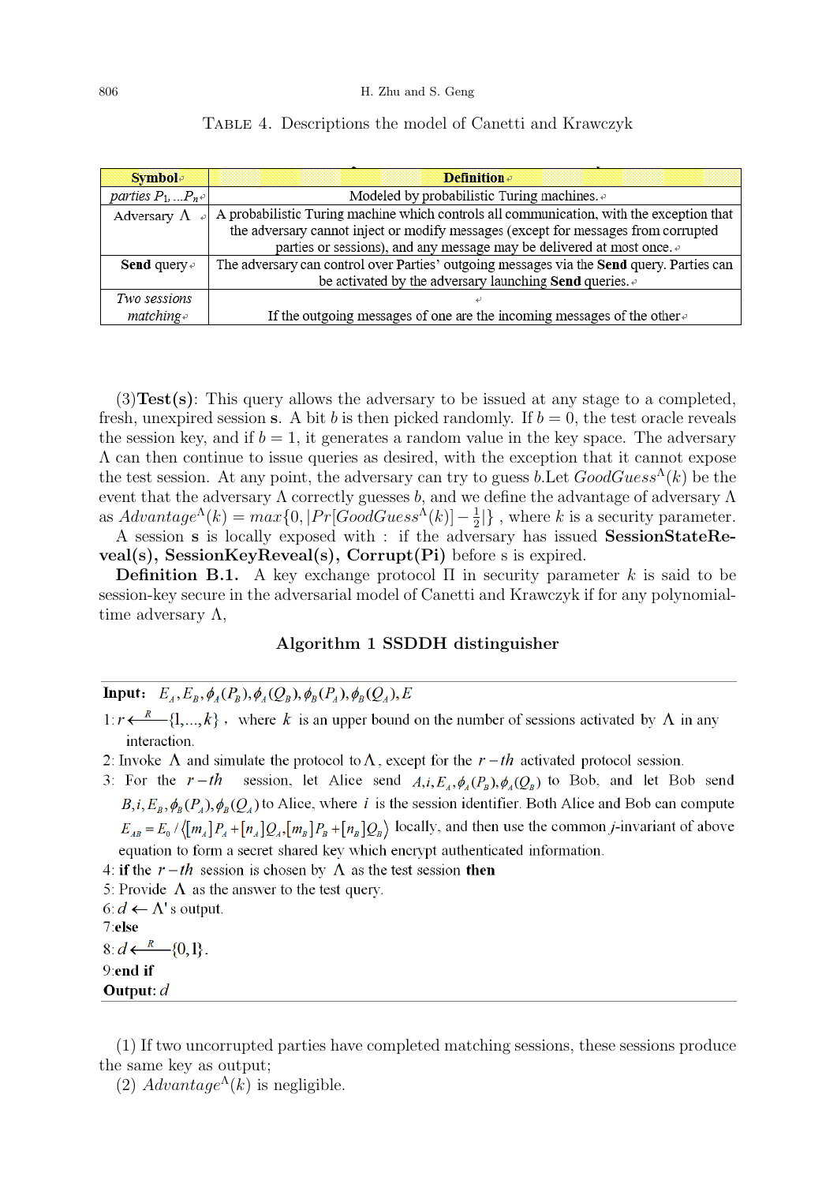Table 4. Descriptions the model of Canetti and Krawczyk

| Symbol | Definition |
|---|---|
| *parties* $P_1, \ldots P_n$ | Modeled by probabilistic Turing machines. |
| Adversary $\Lambda$ | A probabilistic Turing machine which controls all communication, with the exception that the adversary cannot inject or modify messages (except for messages from corrupted parties or sessions), and any message may be delivered at most once. |
| **Send** query | The adversary can control over Parties' outgoing messages via the **Send** query. Parties can be activated by the adversary launching **Send** queries. |
| *Two sessions matching* | If the outgoing messages of one are the incoming messages of the other |

(3)**Test(s)**: This query allows the adversary to be issued at any stage to a completed, fresh, unexpired session **s**. A bit $b$ is then picked randomly. If $b = 0$, the test oracle reveals the session key, and if $b = 1$, it generates a random value in the key space. The adversary $\Lambda$ can then continue to issue queries as desired, with the exception that it cannot expose the test session. At any point, the adversary can try to guess $b$.Let $GoodGuess^{\Lambda}(k)$ be the event that the adversary $\Lambda$ correctly guesses $b$, and we define the advantage of adversary $\Lambda$ as $Advantage^{\Lambda}(k) = max\{0, |Pr[GoodGuess^{\Lambda}(k)] - \frac{1}{2}|\}$ , where $k$ is a security parameter.

A session **s** is locally exposed with : if the adversary has issued **SessionStateReveal(s), SessionKeyReveal(s), Corrupt(Pi)** before s is expired.

**Definition B.1.** A key exchange protocol $\Pi$ in security parameter $k$ is said to be session-key secure in the adversarial model of Canetti and Krawczyk if for any polynomial-time adversary $\Lambda$,

**Algorithm 1 SSDDH distinguisher**

**Input:** $E_A, E_B, \phi_A(P_B), \phi_A(Q_B), \phi_B(P_A), \phi_B(Q_A), E$

1: $r \xleftarrow{R} \{1, \ldots, k\}$ , where $k$ is an upper bound on the number of sessions activated by $\Lambda$ in any interaction.

2: Invoke $\Lambda$ and simulate the protocol to $\Lambda$, except for the $r-th$ activated protocol session.

3: For the $r-th$ session, let Alice send $A, i, E_A, \phi_A(P_B), \phi_A(Q_B)$ to Bob, and let Bob send $B, i, E_B, \phi_B(P_A), \phi_B(Q_A)$ to Alice, where $i$ is the session identifier. Both Alice and Bob can compute $E_{AB} = E_0 / \langle [m_A]P_A + [n_A]Q_A, [m_B]P_B + [n_B]Q_B \rangle$ locally, and then use the common $j$-invariant of above equation to form a secret shared key which encrypt authenticated information.

4: **if** the $r-th$ session is chosen by $\Lambda$ as the test session **then**

5: Provide $\Lambda$ as the answer to the test query.

6: $d \leftarrow \Lambda$'s output.

7: **else**

8: $d \xleftarrow{R} \{0, 1\}$.

9: **end if**

**Output:** $d$

(1) If two uncorrupted parties have completed matching sessions, these sessions produce the same key as output;

(2) $Advantage^{\Lambda}(k)$ is negligible.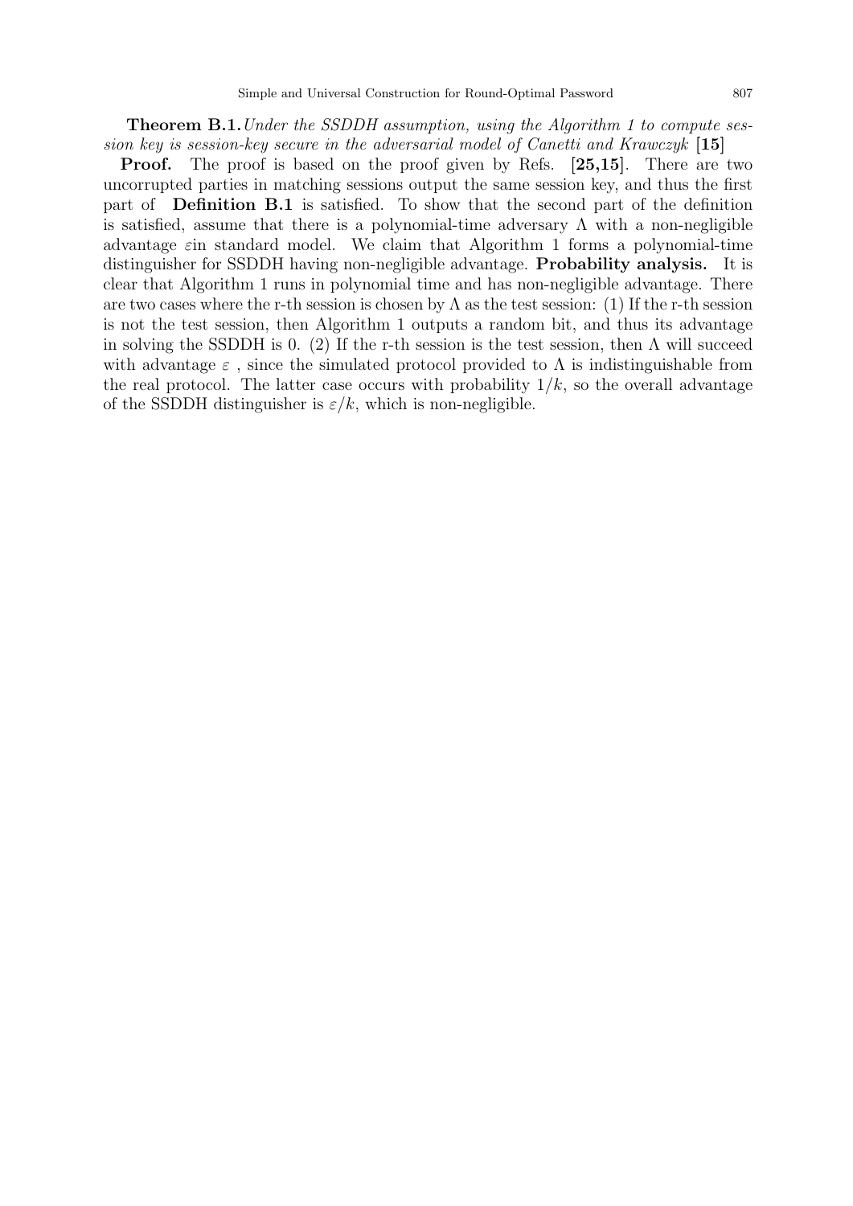**Theorem B.1.** *Under the SSDDH assumption, using the Algorithm 1 to compute session key is session-key secure in the adversarial model of Canetti and Krawczyk* **[15]**

**Proof.** The proof is based on the proof given by Refs. **[25,15]**. There are two uncorrupted parties in matching sessions output the same session key, and thus the first part of **Definition B.1** is satisfied. To show that the second part of the definition is satisfied, assume that there is a polynomial-time adversary $\Lambda$ with a non-negligible advantage $\varepsilon$in standard model. We claim that Algorithm 1 forms a polynomial-time distinguisher for SSDDH having non-negligible advantage. **Probability analysis.** It is clear that Algorithm 1 runs in polynomial time and has non-negligible advantage. There are two cases where the r-th session is chosen by $\Lambda$ as the test session: (1) If the r-th session is not the test session, then Algorithm 1 outputs a random bit, and thus its advantage in solving the SSDDH is 0. (2) If the r-th session is the test session, then $\Lambda$ will succeed with advantage $\varepsilon$ , since the simulated protocol provided to $\Lambda$ is indistinguishable from the real protocol. The latter case occurs with probability $1/k$, so the overall advantage of the SSDDH distinguisher is $\varepsilon/k$, which is non-negligible.